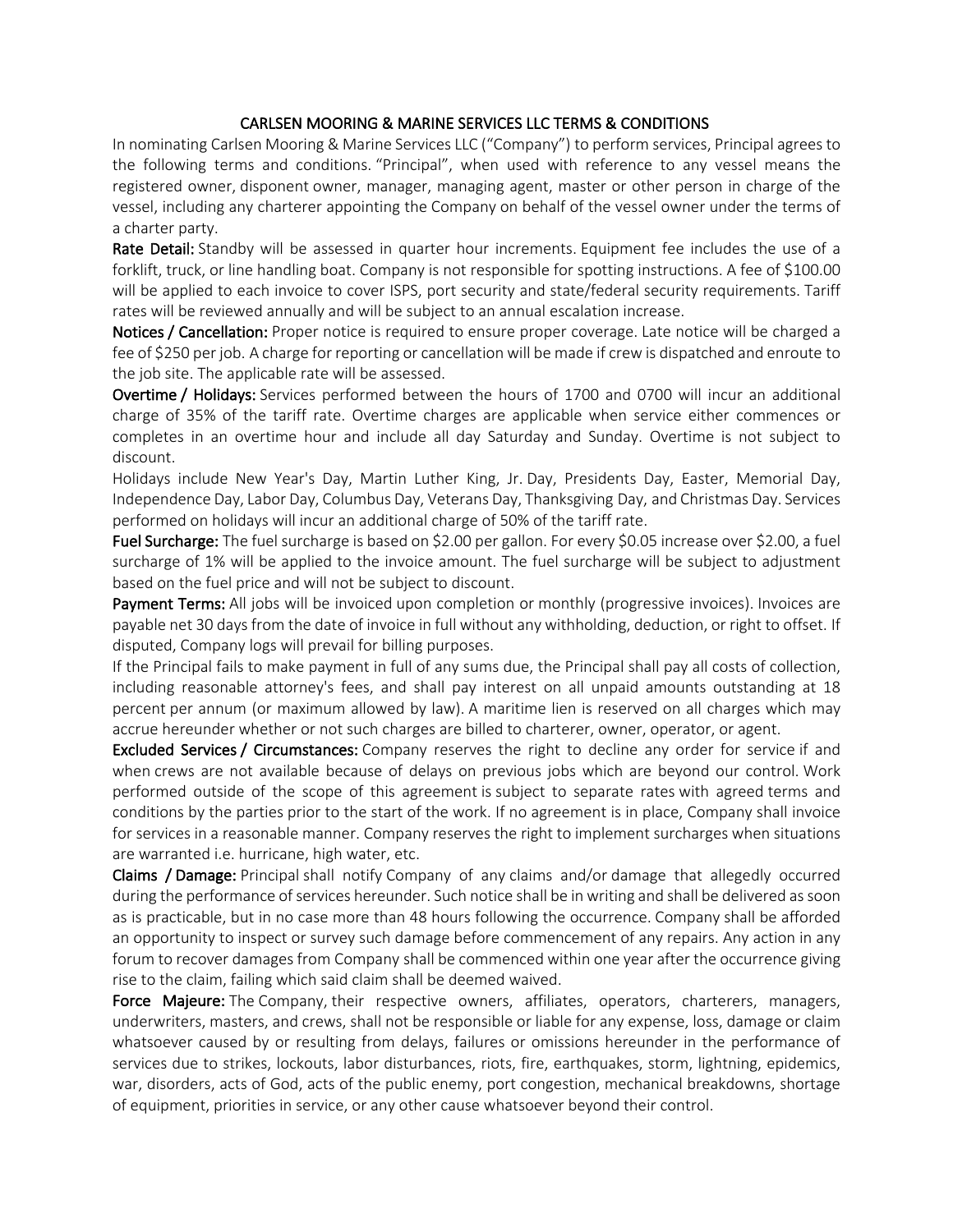# CARLSEN MOORING & MARINE SERVICES LLC TERMS & CONDITIONS

In nominating Carlsen Mooring & Marine Services LLC ("Company") to perform services, Principal agrees to the following terms and conditions. "Principal", when used with reference to any vessel means the registered owner, disponent owner, manager, managing agent, master or other person in charge of the vessel, including any charterer appointing the Company on behalf of the vessel owner under the terms of a charter party.

**Rate Detail:** Standby will be assessed in quarter hour increments. Equipment fee includes the use of a forklift, truck, or line handling boat. Company is not responsible for spotting instructions. A fee of $100.00 will be applied to each invoice to cover ISPS, port security and state/federal security requirements. Tariff rates will be reviewed annually and will be subject to an annual escalation increase.

**Notices / Cancellation:** Proper notice is required to ensure proper coverage. Late notice will be charged a fee of $250 per job. A charge for reporting or cancellation will be made if crew is dispatched and enroute to the job site. The applicable rate will be assessed.

**Overtime / Holidays:** Services performed between the hours of 1700 and 0700 will incur an additional charge of 35% of the tariff rate. Overtime charges are applicable when service either commences or completes in an overtime hour and include all day Saturday and Sunday. Overtime is not subject to discount.

Holidays include New Year's Day, Martin Luther King, Jr. Day, Presidents Day, Easter, Memorial Day, Independence Day, Labor Day, Columbus Day, Veterans Day, Thanksgiving Day, and Christmas Day. Services performed on holidays will incur an additional charge of 50% of the tariff rate.

**Fuel Surcharge:** The fuel surcharge is based on $2.00 per gallon. For every $0.05 increase over $2.00, a fuel surcharge of 1% will be applied to the invoice amount. The fuel surcharge will be subject to adjustment based on the fuel price and will not be subject to discount.

**Payment Terms:** All jobs will be invoiced upon completion or monthly (progressive invoices). Invoices are payable net 30 days from the date of invoice in full without any withholding, deduction, or right to offset. If disputed, Company logs will prevail for billing purposes.

If the Principal fails to make payment in full of any sums due, the Principal shall pay all costs of collection, including reasonable attorney's fees, and shall pay interest on all unpaid amounts outstanding at 18 percent per annum (or maximum allowed by law). A maritime lien is reserved on all charges which may accrue hereunder whether or not such charges are billed to charterer, owner, operator, or agent.

**Excluded Services / Circumstances:** Company reserves the right to decline any order for service if and when crews are not available because of delays on previous jobs which are beyond our control. Work performed outside of the scope of this agreement is subject to separate rates with agreed terms and conditions by the parties prior to the start of the work. If no agreement is in place, Company shall invoice for services in a reasonable manner. Company reserves the right to implement surcharges when situations are warranted i.e. hurricane, high water, etc.

**Claims / Damage:** Principal shall notify Company of any claims and/or damage that allegedly occurred during the performance of services hereunder. Such notice shall be in writing and shall be delivered as soon as is practicable, but in no case more than 48 hours following the occurrence. Company shall be afforded an opportunity to inspect or survey such damage before commencement of any repairs. Any action in any forum to recover damages from Company shall be commenced within one year after the occurrence giving rise to the claim, failing which said claim shall be deemed waived.

**Force Majeure:** The Company, their respective owners, affiliates, operators, charterers, managers, underwriters, masters, and crews, shall not be responsible or liable for any expense, loss, damage or claim whatsoever caused by or resulting from delays, failures or omissions hereunder in the performance of services due to strikes, lockouts, labor disturbances, riots, fire, earthquakes, storm, lightning, epidemics, war, disorders, acts of God, acts of the public enemy, port congestion, mechanical breakdowns, shortage of equipment, priorities in service, or any other cause whatsoever beyond their control.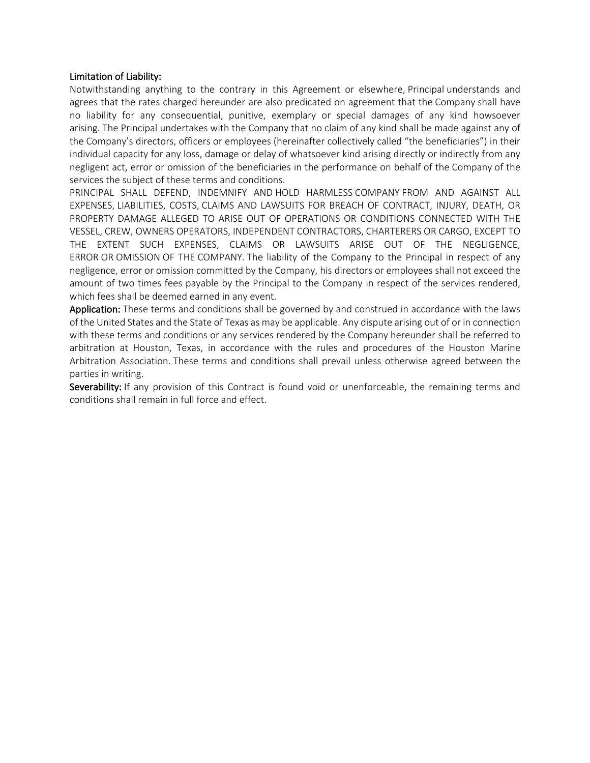Limitation of Liability:

Notwithstanding anything to the contrary in this Agreement or elsewhere, Principal understands and agrees that the rates charged hereunder are also predicated on agreement that the Company shall have no liability for any consequential, punitive, exemplary or special damages of any kind howsoever arising. The Principal undertakes with the Company that no claim of any kind shall be made against any of the Company's directors, officers or employees (hereinafter collectively called "the beneficiaries") in their individual capacity for any loss, damage or delay of whatsoever kind arising directly or indirectly from any negligent act, error or omission of the beneficiaries in the performance on behalf of the Company of the services the subject of these terms and conditions.

PRINCIPAL SHALL DEFEND, INDEMNIFY AND HOLD HARMLESS COMPANY FROM AND AGAINST ALL EXPENSES, LIABILITIES, COSTS, CLAIMS AND LAWSUITS FOR BREACH OF CONTRACT, INJURY, DEATH, OR PROPERTY DAMAGE ALLEGED TO ARISE OUT OF OPERATIONS OR CONDITIONS CONNECTED WITH THE VESSEL, CREW, OWNERS OPERATORS, INDEPENDENT CONTRACTORS, CHARTERERS OR CARGO, EXCEPT TO THE EXTENT SUCH EXPENSES, CLAIMS OR LAWSUITS ARISE OUT OF THE NEGLIGENCE, ERROR OR OMISSION OF THE COMPANY. The liability of the Company to the Principal in respect of any negligence, error or omission committed by the Company, his directors or employees shall not exceed the amount of two times fees payable by the Principal to the Company in respect of the services rendered, which fees shall be deemed earned in any event.

**Application:** These terms and conditions shall be governed by and construed in accordance with the laws of the United States and the State of Texas as may be applicable. Any dispute arising out of or in connection with these terms and conditions or any services rendered by the Company hereunder shall be referred to arbitration at Houston, Texas, in accordance with the rules and procedures of the Houston Marine Arbitration Association. These terms and conditions shall prevail unless otherwise agreed between the parties in writing.

**Severability:** If any provision of this Contract is found void or unenforceable, the remaining terms and conditions shall remain in full force and effect.